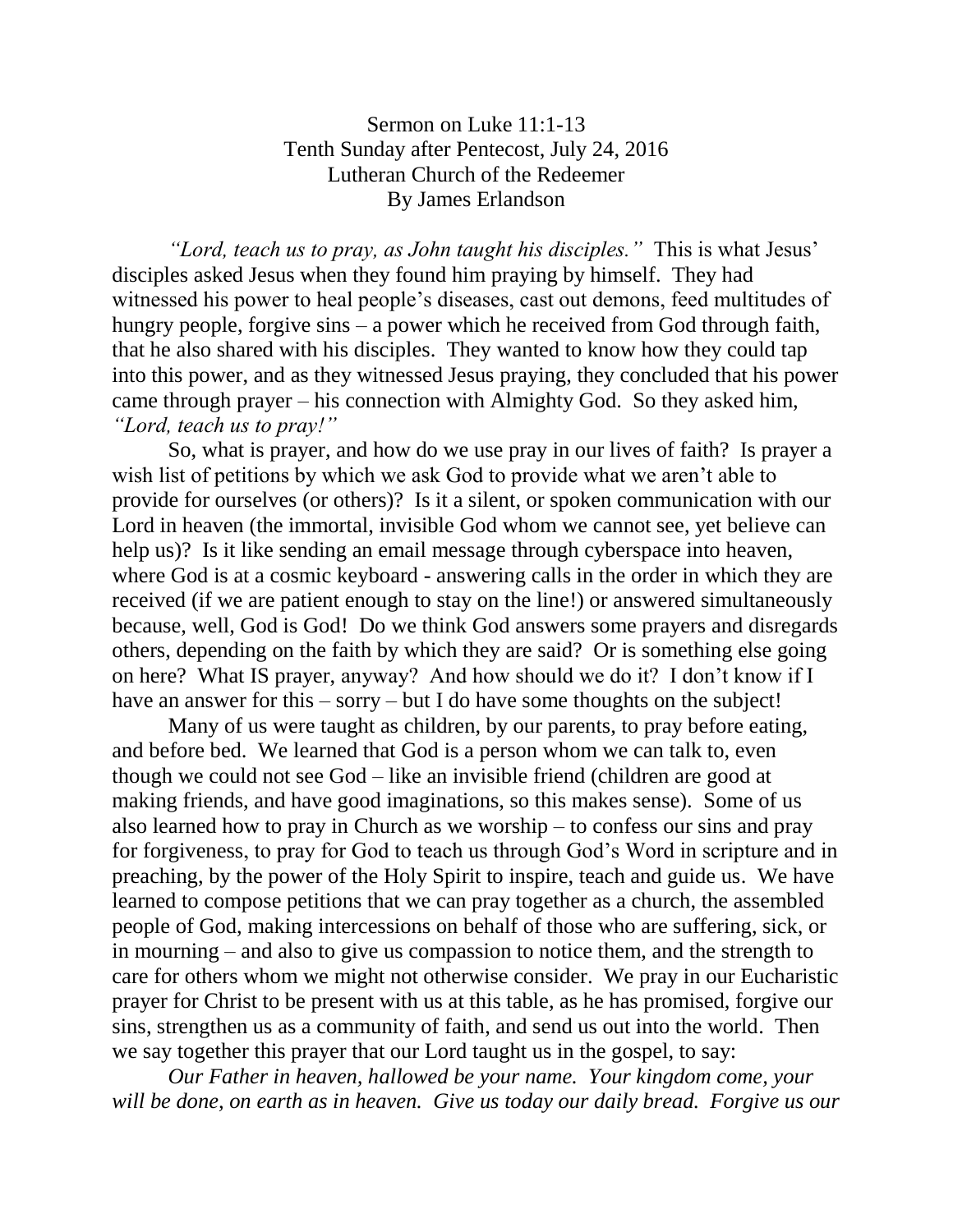Sermon on Luke 11:1-13
Tenth Sunday after Pentecost, July 24, 2016
Lutheran Church of the Redeemer
By James Erlandson

*"Lord, teach us to pray, as John taught his disciples."* This is what Jesus' disciples asked Jesus when they found him praying by himself. They had witnessed his power to heal people's diseases, cast out demons, feed multitudes of hungry people, forgive sins – a power which he received from God through faith, that he also shared with his disciples. They wanted to know how they could tap into this power, and as they witnessed Jesus praying, they concluded that his power came through prayer – his connection with Almighty God. So they asked him, *"Lord, teach us to pray!"*

So, what is prayer, and how do we use pray in our lives of faith? Is prayer a wish list of petitions by which we ask God to provide what we aren't able to provide for ourselves (or others)? Is it a silent, or spoken communication with our Lord in heaven (the immortal, invisible God whom we cannot see, yet believe can help us)? Is it like sending an email message through cyberspace into heaven, where God is at a cosmic keyboard - answering calls in the order in which they are received (if we are patient enough to stay on the line!) or answered simultaneously because, well, God is God! Do we think God answers some prayers and disregards others, depending on the faith by which they are said? Or is something else going on here? What IS prayer, anyway? And how should we do it? I don't know if I have an answer for this – sorry – but I do have some thoughts on the subject!

Many of us were taught as children, by our parents, to pray before eating, and before bed. We learned that God is a person whom we can talk to, even though we could not see God – like an invisible friend (children are good at making friends, and have good imaginations, so this makes sense). Some of us also learned how to pray in Church as we worship – to confess our sins and pray for forgiveness, to pray for God to teach us through God's Word in scripture and in preaching, by the power of the Holy Spirit to inspire, teach and guide us. We have learned to compose petitions that we can pray together as a church, the assembled people of God, making intercessions on behalf of those who are suffering, sick, or in mourning – and also to give us compassion to notice them, and the strength to care for others whom we might not otherwise consider. We pray in our Eucharistic prayer for Christ to be present with us at this table, as he has promised, forgive our sins, strengthen us as a community of faith, and send us out into the world. Then we say together this prayer that our Lord taught us in the gospel, to say:

*Our Father in heaven, hallowed be your name. Your kingdom come, your will be done, on earth as in heaven. Give us today our daily bread. Forgive us our*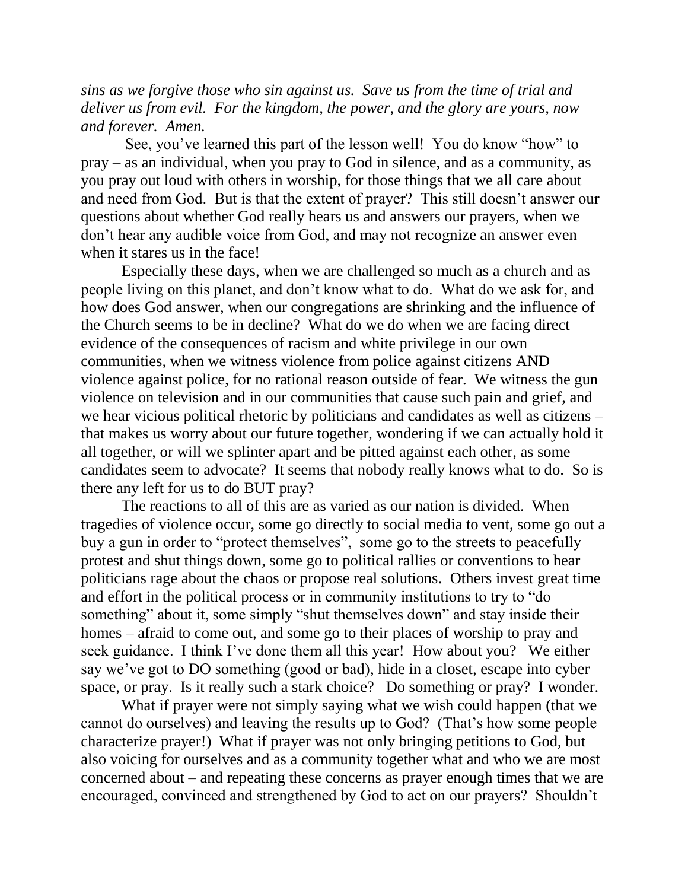*sins as we forgive those who sin against us. Save us from the time of trial and deliver us from evil. For the kingdom, the power, and the glory are yours, now and forever. Amen.*

See, you've learned this part of the lesson well! You do know "how" to pray – as an individual, when you pray to God in silence, and as a community, as you pray out loud with others in worship, for those things that we all care about and need from God. But is that the extent of prayer? This still doesn't answer our questions about whether God really hears us and answers our prayers, when we don't hear any audible voice from God, and may not recognize an answer even when it stares us in the face!

Especially these days, when we are challenged so much as a church and as people living on this planet, and don't know what to do. What do we ask for, and how does God answer, when our congregations are shrinking and the influence of the Church seems to be in decline? What do we do when we are facing direct evidence of the consequences of racism and white privilege in our own communities, when we witness violence from police against citizens AND violence against police, for no rational reason outside of fear. We witness the gun violence on television and in our communities that cause such pain and grief, and we hear vicious political rhetoric by politicians and candidates as well as citizens – that makes us worry about our future together, wondering if we can actually hold it all together, or will we splinter apart and be pitted against each other, as some candidates seem to advocate? It seems that nobody really knows what to do. So is there any left for us to do BUT pray?

The reactions to all of this are as varied as our nation is divided. When tragedies of violence occur, some go directly to social media to vent, some go out a buy a gun in order to "protect themselves", some go to the streets to peacefully protest and shut things down, some go to political rallies or conventions to hear politicians rage about the chaos or propose real solutions. Others invest great time and effort in the political process or in community institutions to try to "do something" about it, some simply "shut themselves down" and stay inside their homes – afraid to come out, and some go to their places of worship to pray and seek guidance. I think I've done them all this year! How about you? We either say we've got to DO something (good or bad), hide in a closet, escape into cyber space, or pray. Is it really such a stark choice? Do something or pray? I wonder.

What if prayer were not simply saying what we wish could happen (that we cannot do ourselves) and leaving the results up to God? (That's how some people characterize prayer!) What if prayer was not only bringing petitions to God, but also voicing for ourselves and as a community together what and who we are most concerned about – and repeating these concerns as prayer enough times that we are encouraged, convinced and strengthened by God to act on our prayers? Shouldn't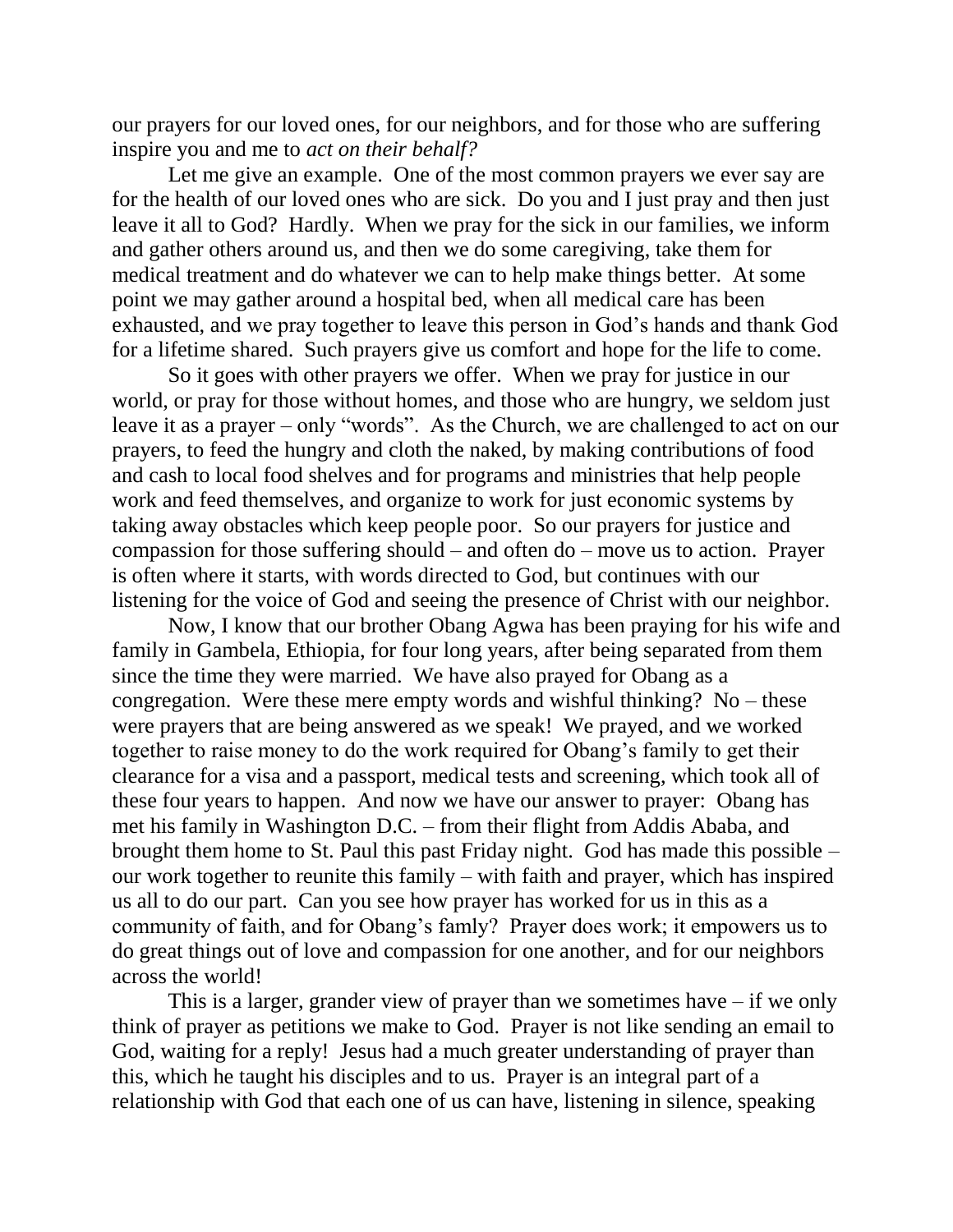our prayers for our loved ones, for our neighbors, and for those who are suffering inspire you and me to *act on their behalf?*

Let me give an example. One of the most common prayers we ever say are for the health of our loved ones who are sick. Do you and I just pray and then just leave it all to God? Hardly. When we pray for the sick in our families, we inform and gather others around us, and then we do some caregiving, take them for medical treatment and do whatever we can to help make things better. At some point we may gather around a hospital bed, when all medical care has been exhausted, and we pray together to leave this person in God's hands and thank God for a lifetime shared. Such prayers give us comfort and hope for the life to come.

So it goes with other prayers we offer. When we pray for justice in our world, or pray for those without homes, and those who are hungry, we seldom just leave it as a prayer – only "words". As the Church, we are challenged to act on our prayers, to feed the hungry and cloth the naked, by making contributions of food and cash to local food shelves and for programs and ministries that help people work and feed themselves, and organize to work for just economic systems by taking away obstacles which keep people poor. So our prayers for justice and compassion for those suffering should – and often do – move us to action. Prayer is often where it starts, with words directed to God, but continues with our listening for the voice of God and seeing the presence of Christ with our neighbor.

Now, I know that our brother Obang Agwa has been praying for his wife and family in Gambela, Ethiopia, for four long years, after being separated from them since the time they were married. We have also prayed for Obang as a congregation. Were these mere empty words and wishful thinking? No – these were prayers that are being answered as we speak! We prayed, and we worked together to raise money to do the work required for Obang's family to get their clearance for a visa and a passport, medical tests and screening, which took all of these four years to happen. And now we have our answer to prayer: Obang has met his family in Washington D.C. – from their flight from Addis Ababa, and brought them home to St. Paul this past Friday night. God has made this possible – our work together to reunite this family – with faith and prayer, which has inspired us all to do our part. Can you see how prayer has worked for us in this as a community of faith, and for Obang's famly? Prayer does work; it empowers us to do great things out of love and compassion for one another, and for our neighbors across the world!

This is a larger, grander view of prayer than we sometimes have – if we only think of prayer as petitions we make to God. Prayer is not like sending an email to God, waiting for a reply! Jesus had a much greater understanding of prayer than this, which he taught his disciples and to us. Prayer is an integral part of a relationship with God that each one of us can have, listening in silence, speaking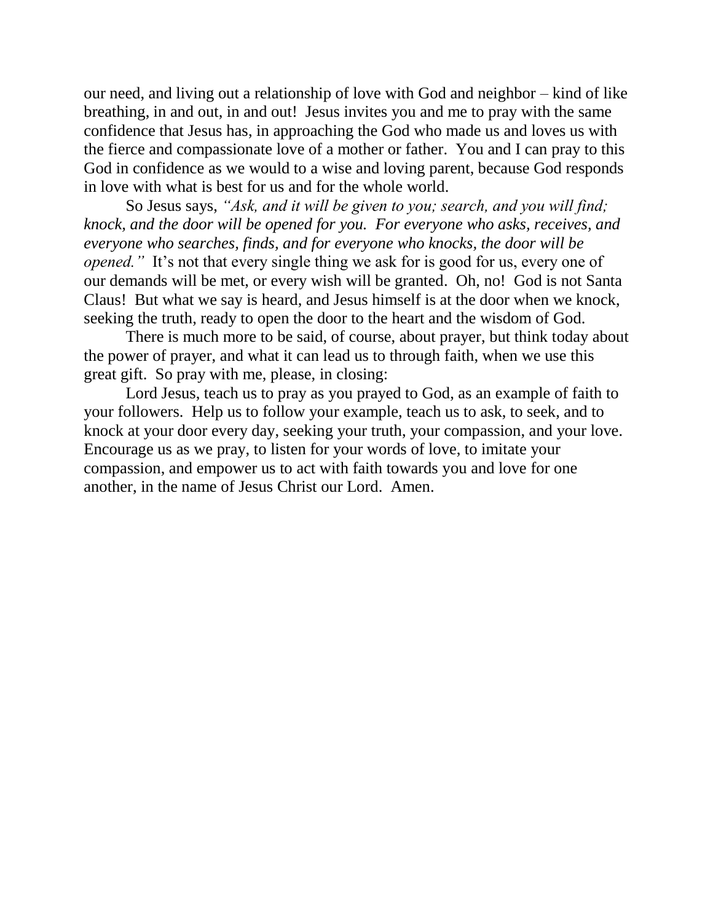our need, and living out a relationship of love with God and neighbor – kind of like breathing, in and out, in and out! Jesus invites you and me to pray with the same confidence that Jesus has, in approaching the God who made us and loves us with the fierce and compassionate love of a mother or father. You and I can pray to this God in confidence as we would to a wise and loving parent, because God responds in love with what is best for us and for the whole world.

So Jesus says, *"Ask, and it will be given to you; search, and you will find; knock, and the door will be opened for you. For everyone who asks, receives, and everyone who searches, finds, and for everyone who knocks, the door will be opened."* It's not that every single thing we ask for is good for us, every one of our demands will be met, or every wish will be granted. Oh, no! God is not Santa Claus! But what we say is heard, and Jesus himself is at the door when we knock, seeking the truth, ready to open the door to the heart and the wisdom of God.

There is much more to be said, of course, about prayer, but think today about the power of prayer, and what it can lead us to through faith, when we use this great gift. So pray with me, please, in closing:

Lord Jesus, teach us to pray as you prayed to God, as an example of faith to your followers. Help us to follow your example, teach us to ask, to seek, and to knock at your door every day, seeking your truth, your compassion, and your love. Encourage us as we pray, to listen for your words of love, to imitate your compassion, and empower us to act with faith towards you and love for one another, in the name of Jesus Christ our Lord. Amen.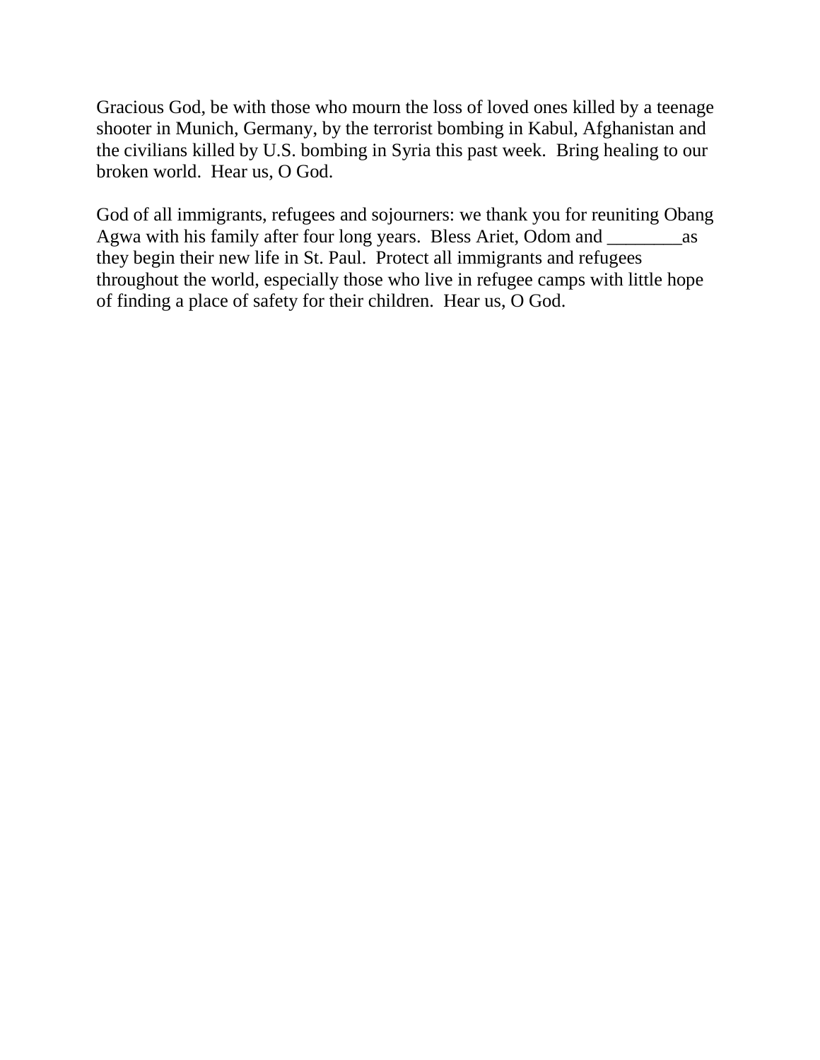Gracious God, be with those who mourn the loss of loved ones killed by a teenage shooter in Munich, Germany, by the terrorist bombing in Kabul, Afghanistan and the civilians killed by U.S. bombing in Syria this past week. Bring healing to our broken world. Hear us, O God.

God of all immigrants, refugees and sojourners: we thank you for reuniting Obang Agwa with his family after four long years. Bless Ariet, Odom and ________as they begin their new life in St. Paul. Protect all immigrants and refugees throughout the world, especially those who live in refugee camps with little hope of finding a place of safety for their children. Hear us, O God.